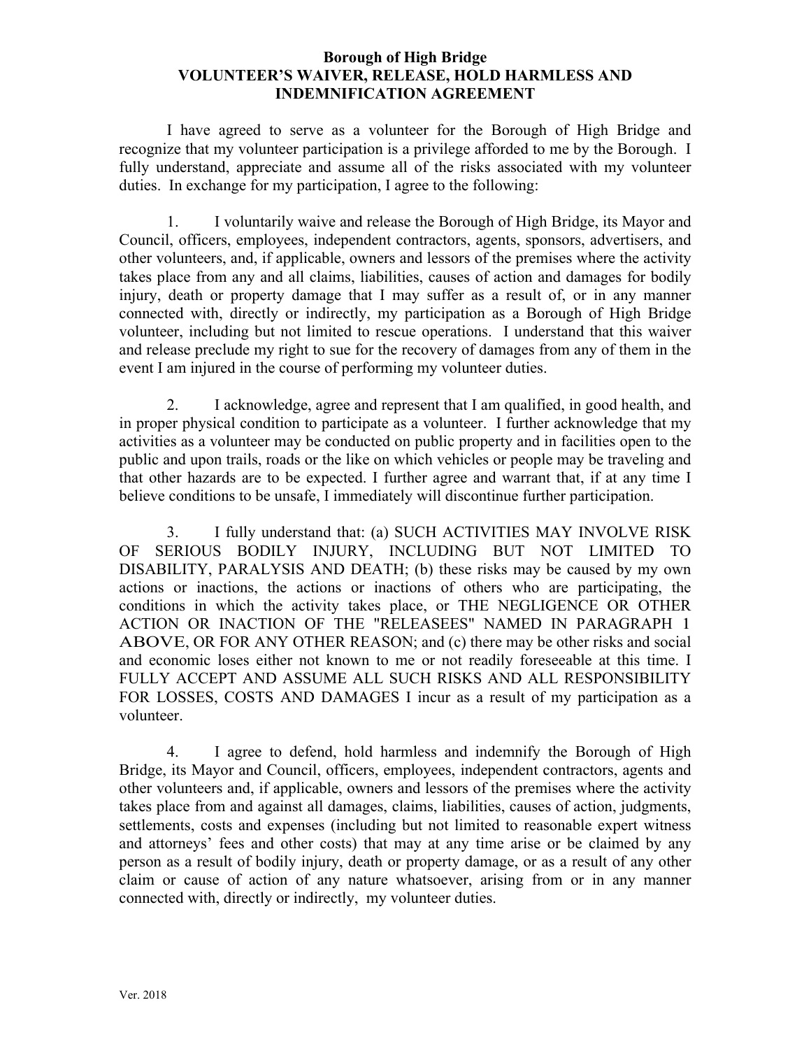**Borough of High Bridge**
**VOLUNTEER'S WAIVER, RELEASE, HOLD HARMLESS AND INDEMNIFICATION AGREEMENT**

I have agreed to serve as a volunteer for the Borough of High Bridge and recognize that my volunteer participation is a privilege afforded to me by the Borough. I fully understand, appreciate and assume all of the risks associated with my volunteer duties. In exchange for my participation, I agree to the following:

1. I voluntarily waive and release the Borough of High Bridge, its Mayor and Council, officers, employees, independent contractors, agents, sponsors, advertisers, and other volunteers, and, if applicable, owners and lessors of the premises where the activity takes place from any and all claims, liabilities, causes of action and damages for bodily injury, death or property damage that I may suffer as a result of, or in any manner connected with, directly or indirectly, my participation as a Borough of High Bridge volunteer, including but not limited to rescue operations. I understand that this waiver and release preclude my right to sue for the recovery of damages from any of them in the event I am injured in the course of performing my volunteer duties.

2. I acknowledge, agree and represent that I am qualified, in good health, and in proper physical condition to participate as a volunteer. I further acknowledge that my activities as a volunteer may be conducted on public property and in facilities open to the public and upon trails, roads or the like on which vehicles or people may be traveling and that other hazards are to be expected. I further agree and warrant that, if at any time I believe conditions to be unsafe, I immediately will discontinue further participation.

3. I fully understand that: (a) SUCH ACTIVITIES MAY INVOLVE RISK OF SERIOUS BODILY INJURY, INCLUDING BUT NOT LIMITED TO DISABILITY, PARALYSIS AND DEATH; (b) these risks may be caused by my own actions or inactions, the actions or inactions of others who are participating, the conditions in which the activity takes place, or THE NEGLIGENCE OR OTHER ACTION OR INACTION OF THE "RELEASEES" NAMED IN PARAGRAPH 1 ABOVE, OR FOR ANY OTHER REASON; and (c) there may be other risks and social and economic loses either not known to me or not readily foreseeable at this time. I FULLY ACCEPT AND ASSUME ALL SUCH RISKS AND ALL RESPONSIBILITY FOR LOSSES, COSTS AND DAMAGES I incur as a result of my participation as a volunteer.

4. I agree to defend, hold harmless and indemnify the Borough of High Bridge, its Mayor and Council, officers, employees, independent contractors, agents and other volunteers and, if applicable, owners and lessors of the premises where the activity takes place from and against all damages, claims, liabilities, causes of action, judgments, settlements, costs and expenses (including but not limited to reasonable expert witness and attorneys' fees and other costs) that may at any time arise or be claimed by any person as a result of bodily injury, death or property damage, or as a result of any other claim or cause of action of any nature whatsoever, arising from or in any manner connected with, directly or indirectly, my volunteer duties.

Ver. 2018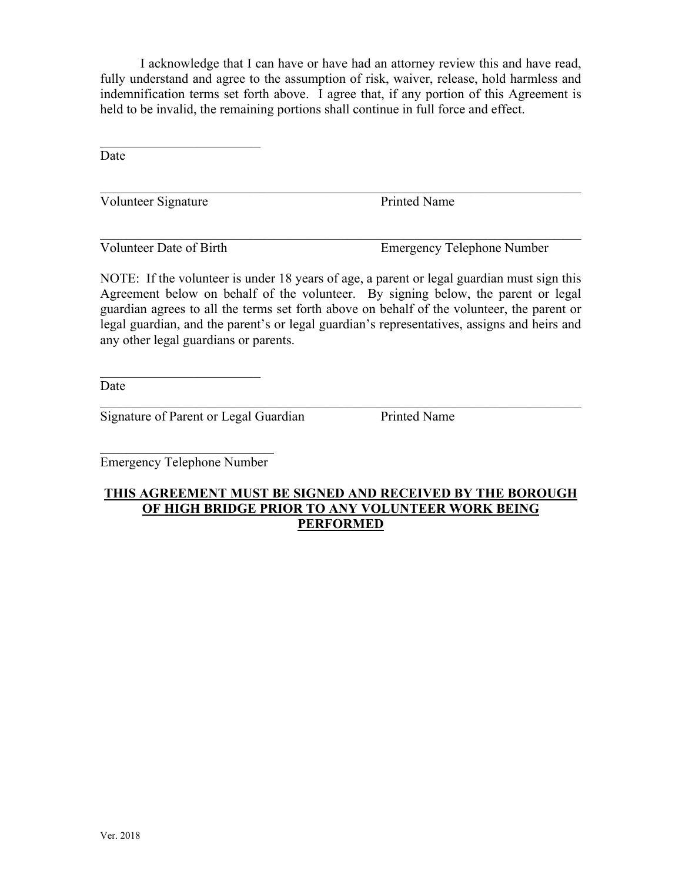I acknowledge that I can have or have had an attorney review this and have read, fully understand and agree to the assumption of risk, waiver, release, hold harmless and indemnification terms set forth above. I agree that, if any portion of this Agreement is held to be invalid, the remaining portions shall continue in full force and effect.

\_\_\_\_\_\_\_\_\_\_\_\_\_\_\_\_\_\_\_\_\_\_\_\_\_\_
Date

\_\_\_\_\_\_\_\_\_\_\_\_\_\_\_\_\_\_\_\_\_\_\_\_\_\_\_\_\_\_\_\_\_\_\_\_\_\_\_\_\_\_\_\_\_\_\_\_\_\_\_\_\_\_\_\_\_\_\_\_\_\_\_\_\_\_\_\_\_\_\_\_
Volunteer Signature                                                  Printed Name

\_\_\_\_\_\_\_\_\_\_\_\_\_\_\_\_\_\_\_\_\_\_\_\_\_\_\_\_\_\_\_\_\_\_\_\_\_\_\_\_\_\_\_\_\_\_\_\_\_\_\_\_\_\_\_\_\_\_\_\_\_\_\_\_\_\_\_\_\_\_\_\_
Volunteer Date of Birth                                              Emergency Telephone Number

NOTE: If the volunteer is under 18 years of age, a parent or legal guardian must sign this Agreement below on behalf of the volunteer. By signing below, the parent or legal guardian agrees to all the terms set forth above on behalf of the volunteer, the parent or legal guardian, and the parent's or legal guardian's representatives, assigns and heirs and any other legal guardians or parents.

\_\_\_\_\_\_\_\_\_\_\_\_\_\_\_\_\_\_\_\_\_\_\_\_\_\_
Date

\_\_\_\_\_\_\_\_\_\_\_\_\_\_\_\_\_\_\_\_\_\_\_\_\_\_\_\_\_\_\_\_\_\_\_\_\_\_\_\_\_\_\_\_\_\_\_\_\_\_\_\_\_\_\_\_\_\_\_\_\_\_\_\_\_\_\_\_\_\_\_\_
Signature of Parent or Legal Guardian                                Printed Name

\_\_\_\_\_\_\_\_\_\_\_\_\_\_\_\_\_\_\_\_\_\_\_\_\_\_\_\_
Emergency Telephone Number

**<u>THIS AGREEMENT MUST BE SIGNED AND RECEIVED BY THE BOROUGH OF HIGH BRIDGE PRIOR TO ANY VOLUNTEER WORK BEING PERFORMED</u>**

Ver. 2018